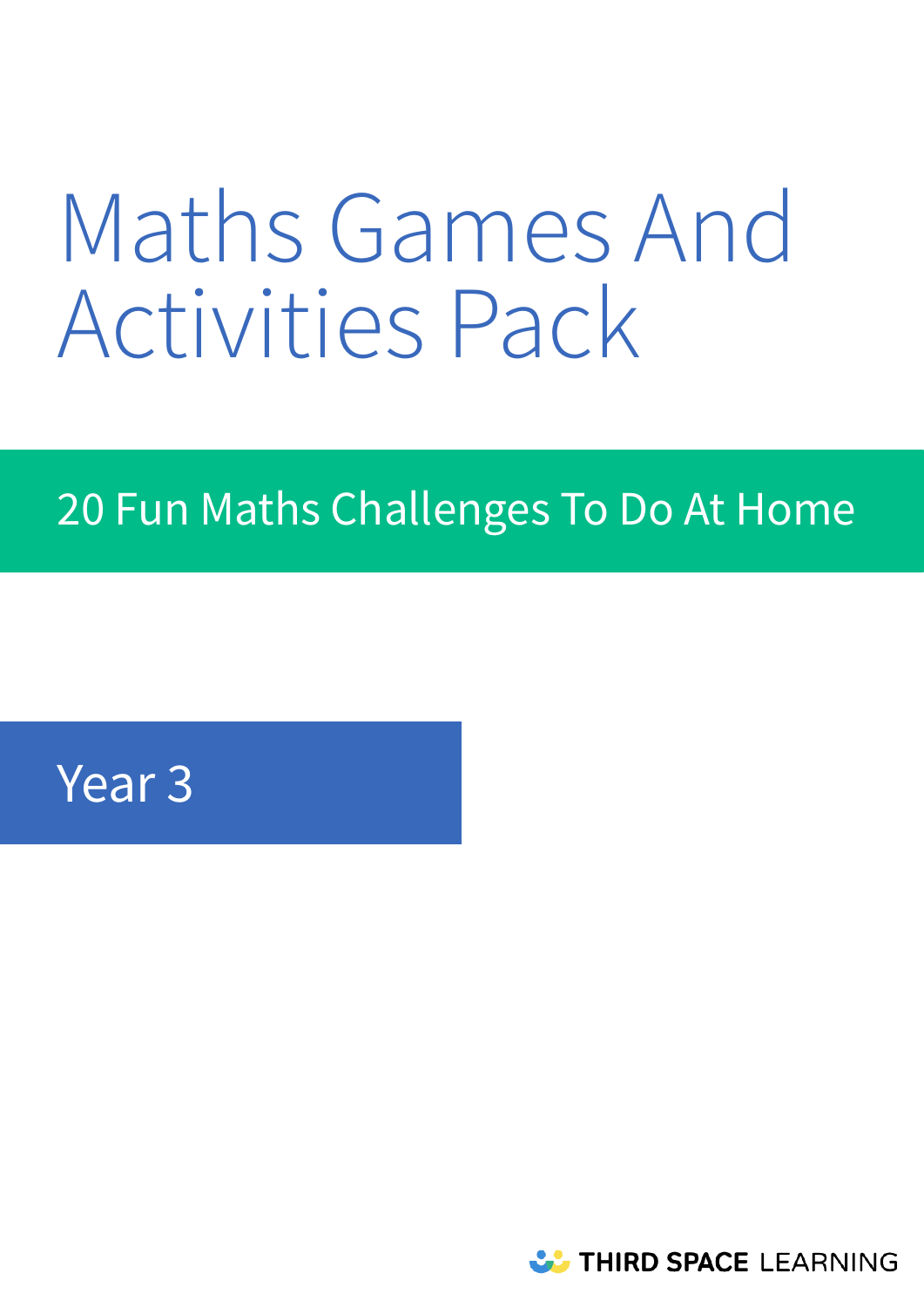# Maths Games And Activities Pack

## 20 Fun Maths Challenges To Do At Home

## Year 3

THIRD SPACE LEARNING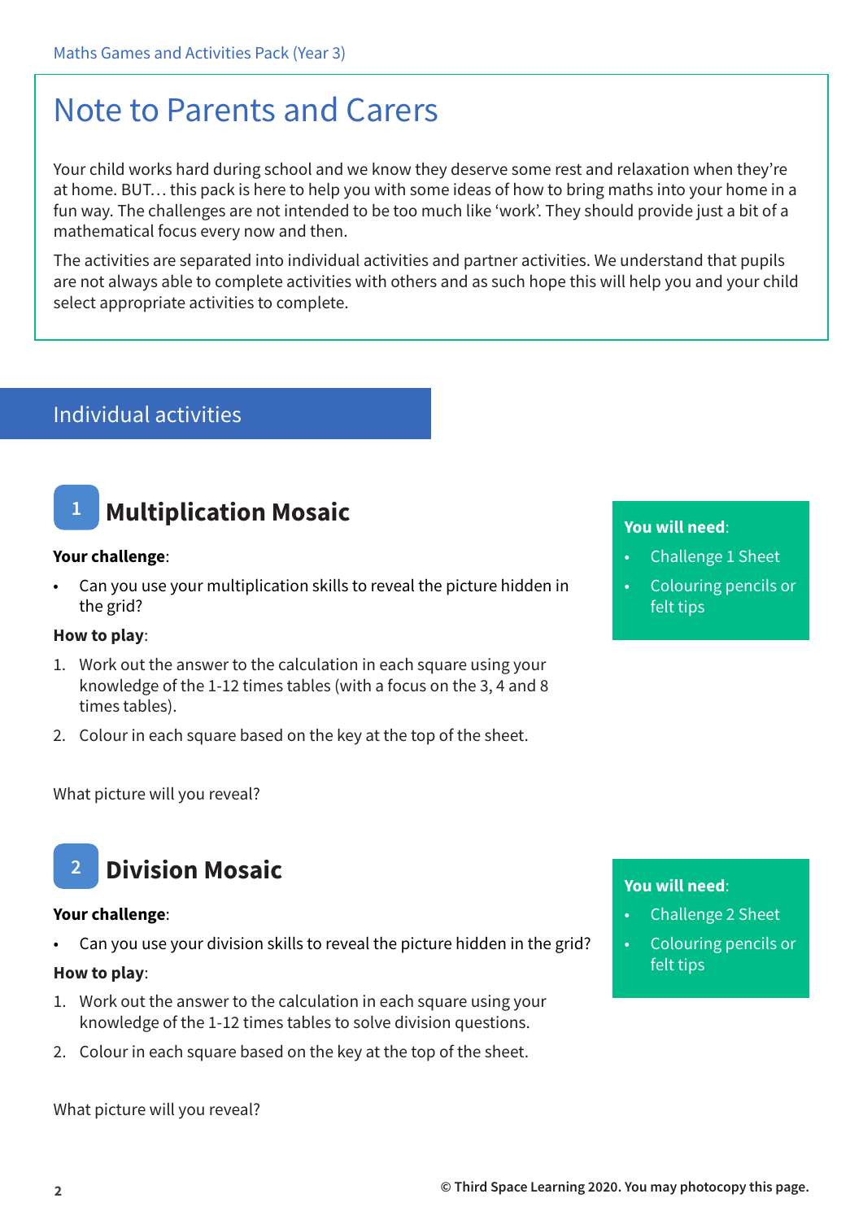# Note to Parents and Carers

Your child works hard during school and we know they deserve some rest and relaxation when they're at home. BUT… this pack is here to help you with some ideas of how to bring maths into your home in a fun way. The challenges are not intended to be too much like 'work'. They should provide just a bit of a mathematical focus every now and then.

The activities are separated into individual activities and partner activities. We understand that pupils are not always able to complete activities with others and as such hope this will help you and your child select appropriate activities to complete.

## Individual activities

### 1 Multiplication Mosaic

**You will need**:

- Challenge 1 Sheet
- Colouring pencils or felt tips

**Your challenge**:

- Can you use your multiplication skills to reveal the picture hidden in the grid?

**How to play**:

1. Work out the answer to the calculation in each square using your knowledge of the 1-12 times tables (with a focus on the 3, 4 and 8 times tables).
2. Colour in each square based on the key at the top of the sheet.

What picture will you reveal?

### 2 Division Mosaic

**You will need**:

- Challenge 2 Sheet
- Colouring pencils or felt tips

**Your challenge**:

- Can you use your division skills to reveal the picture hidden in the grid?

**How to play**:

1. Work out the answer to the calculation in each square using your knowledge of the 1-12 times tables to solve division questions.
2. Colour in each square based on the key at the top of the sheet.

What picture will you reveal?

© Third Space Learning 2020. You may photocopy this page.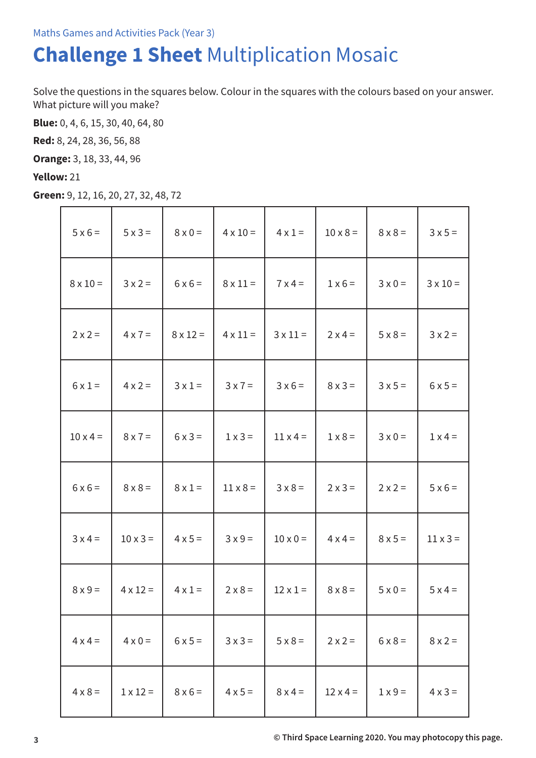Maths Games and Activities Pack (Year 3)

# **Challenge 1 Sheet** Multiplication Mosaic

Solve the questions in the squares below. Colour in the squares with the colours based on your answer. What picture will you make?

**Blue:** 0, 4, 6, 15, 30, 40, 64, 80

**Red:** 8, 24, 28, 36, 56, 88

**Orange:** 3, 18, 33, 44, 96

**Yellow:** 21

**Green:** 9, 12, 16, 20, 27, 32, 48, 72

| | | | | | | | |
|---|---|---|---|---|---|---|---|
| 5 x 6 = | 5 x 3 = | 8 x 0 = | 4 x 10 = | 4 x 1 = | 10 x 8 = | 8 x 8 = | 3 x 5 = |
| 8 x 10 = | 3 x 2 = | 6 x 6 = | 8 x 11 = | 7 x 4 = | 1 x 6 = | 3 x 0 = | 3 x 10 = |
| 2 x 2 = | 4 x 7 = | 8 x 12 = | 4 x 11 = | 3 x 11 = | 2 x 4 = | 5 x 8 = | 3 x 2 = |
| 6 x 1 = | 4 x 2 = | 3 x 1 = | 3 x 7 = | 3 x 6 = | 8 x 3 = | 3 x 5 = | 6 x 5 = |
| 10 x 4 = | 8 x 7 = | 6 x 3 = | 1 x 3 = | 11 x 4 = | 1 x 8 = | 3 x 0 = | 1 x 4 = |
| 6 x 6 = | 8 x 8 = | 8 x 1 = | 11 x 8 = | 3 x 8 = | 2 x 3 = | 2 x 2 = | 5 x 6 = |
| 3 x 4 = | 10 x 3 = | 4 x 5 = | 3 x 9 = | 10 x 0 = | 4 x 4 = | 8 x 5 = | 11 x 3 = |
| 8 x 9 = | 4 x 12 = | 4 x 1 = | 2 x 8 = | 12 x 1 = | 8 x 8 = | 5 x 0 = | 5 x 4 = |
| 4 x 4 = | 4 x 0 = | 6 x 5 = | 3 x 3 = | 5 x 8 = | 2 x 2 = | 6 x 8 = | 8 x 2 = |
| 4 x 8 = | 1 x 12 = | 8 x 6 = | 4 x 5 = | 8 x 4 = | 12 x 4 = | 1 x 9 = | 4 x 3 = |

© Third Space Learning 2020. You may photocopy this page.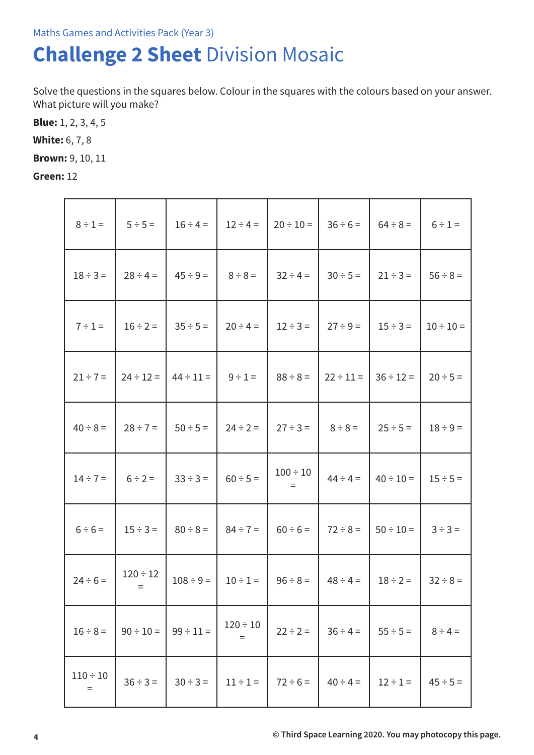Maths Games and Activities Pack (Year 3)

# **Challenge 2 Sheet** Division Mosaic

Solve the questions in the squares below. Colour in the squares with the colours based on your answer. What picture will you make?

**Blue:** 1, 2, 3, 4, 5

**White:** 6, 7, 8

**Brown:** 9, 10, 11

**Green:** 12

| | | | | | | | |
|---|---|---|---|---|---|---|---|
| 8 ÷ 1 = | 5 ÷ 5 = | 16 ÷ 4 = | 12 ÷ 4 = | 20 ÷ 10 = | 36 ÷ 6 = | 64 ÷ 8 = | 6 ÷ 1 = |
| 18 ÷ 3 = | 28 ÷ 4 = | 45 ÷ 9 = | 8 ÷ 8 = | 32 ÷ 4 = | 30 ÷ 5 = | 21 ÷ 3 = | 56 ÷ 8 = |
| 7 ÷ 1 = | 16 ÷ 2 = | 35 ÷ 5 = | 20 ÷ 4 = | 12 ÷ 3 = | 27 ÷ 9 = | 15 ÷ 3 = | 10 ÷ 10 = |
| 21 ÷ 7 = | 24 ÷ 12 = | 44 ÷ 11 = | 9 ÷ 1 = | 88 ÷ 8 = | 22 ÷ 11 = | 36 ÷ 12 = | 20 ÷ 5 = |
| 40 ÷ 8 = | 28 ÷ 7 = | 50 ÷ 5 = | 24 ÷ 2 = | 27 ÷ 3 = | 8 ÷ 8 = | 25 ÷ 5 = | 18 ÷ 9 = |
| 14 ÷ 7 = | 6 ÷ 2 = | 33 ÷ 3 = | 60 ÷ 5 = | 100 ÷ 10 = | 44 ÷ 4 = | 40 ÷ 10 = | 15 ÷ 5 = |
| 6 ÷ 6 = | 15 ÷ 3 = | 80 ÷ 8 = | 84 ÷ 7 = | 60 ÷ 6 = | 72 ÷ 8 = | 50 ÷ 10 = | 3 ÷ 3 = |
| 24 ÷ 6 = | 120 ÷ 12 = | 108 ÷ 9 = | 10 ÷ 1 = | 96 ÷ 8 = | 48 ÷ 4 = | 18 ÷ 2 = | 32 ÷ 8 = |
| 16 ÷ 8 = | 90 ÷ 10 = | 99 ÷ 11 = | 120 ÷ 10 = | 22 ÷ 2 = | 36 ÷ 4 = | 55 ÷ 5 = | 8 ÷ 4 = |
| 110 ÷ 10 = | 36 ÷ 3 = | 30 ÷ 3 = | 11 ÷ 1 = | 72 ÷ 6 = | 40 ÷ 4 = | 12 ÷ 1 = | 45 ÷ 5 = |

© Third Space Learning 2020. You may photocopy this page.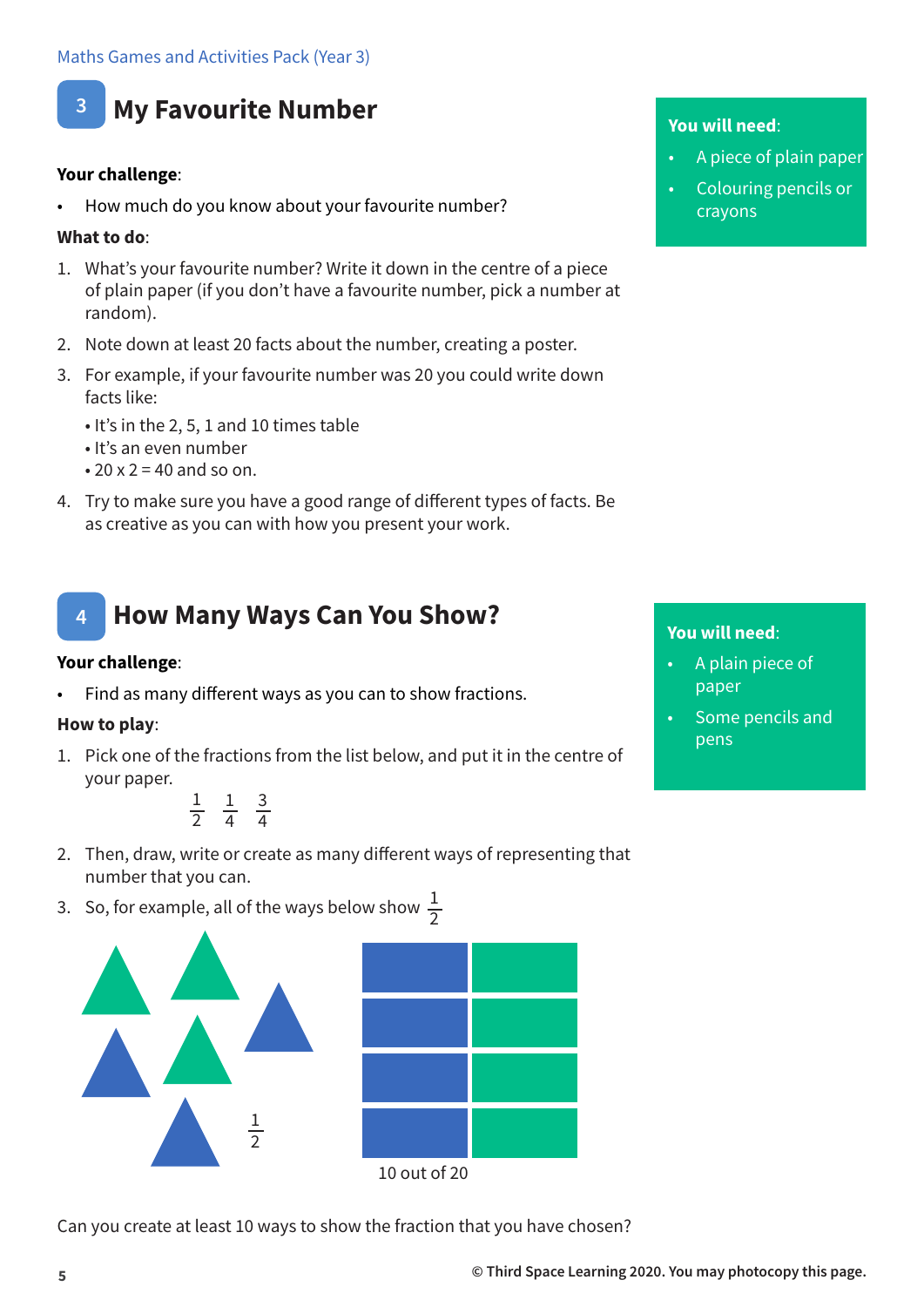## 3 My Favourite Number

**You will need**:

- A piece of plain paper
- Colouring pencils or crayons

**Your challenge**:

- How much do you know about your favourite number?

**What to do**:

1. What's your favourite number? Write it down in the centre of a piece of plain paper (if you don't have a favourite number, pick a number at random).
2. Note down at least 20 facts about the number, creating a poster.
3. For example, if your favourite number was 20 you could write down facts like:
   - It's in the 2, 5, 1 and 10 times table
   - It's an even number
   - 20 x 2 = 40 and so on.
4. Try to make sure you have a good range of different types of facts. Be as creative as you can with how you present your work.

## 4 How Many Ways Can You Show?

**You will need**:

- A plain piece of paper
- Some pencils and pens

**Your challenge**:

- Find as many different ways as you can to show fractions.

**How to play**:

1. Pick one of the fractions from the list below, and put it in the centre of your paper.

   $\frac{1}{2}$ $\frac{1}{4}$ $\frac{3}{4}$

2. Then, draw, write or create as many different ways of representing that number that you can.
3. So, for example, all of the ways below show $\frac{1}{2}$

$\frac{1}{2}$

10 out of 20

Can you create at least 10 ways to show the fraction that you have chosen?

© Third Space Learning 2020. You may photocopy this page.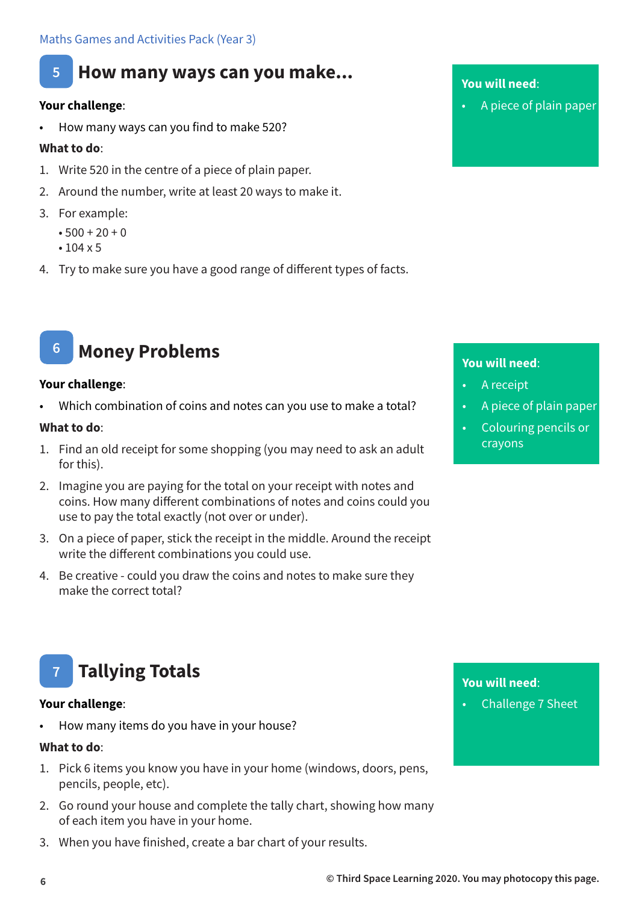## 5 How many ways can you make...

**You will need**:

- A piece of plain paper

**Your challenge**:

- How many ways can you find to make 520?

**What to do**:

1. Write 520 in the centre of a piece of plain paper.
2. Around the number, write at least 20 ways to make it.
3. For example:
   - 500 + 20 + 0
   - 104 x 5
4. Try to make sure you have a good range of different types of facts.

## 6 Money Problems

**You will need**:

- A receipt
- A piece of plain paper
- Colouring pencils or crayons

**Your challenge**:

- Which combination of coins and notes can you use to make a total?

**What to do**:

1. Find an old receipt for some shopping (you may need to ask an adult for this).
2. Imagine you are paying for the total on your receipt with notes and coins. How many different combinations of notes and coins could you use to pay the total exactly (not over or under).
3. On a piece of paper, stick the receipt in the middle. Around the receipt write the different combinations you could use.
4. Be creative - could you draw the coins and notes to make sure they make the correct total?

## 7 Tallying Totals

**You will need**:

- Challenge 7 Sheet

**Your challenge**:

- How many items do you have in your house?

**What to do**:

1. Pick 6 items you know you have in your home (windows, doors, pens, pencils, people, etc).
2. Go round your house and complete the tally chart, showing how many of each item you have in your home.
3. When you have finished, create a bar chart of your results.

© Third Space Learning 2020. You may photocopy this page.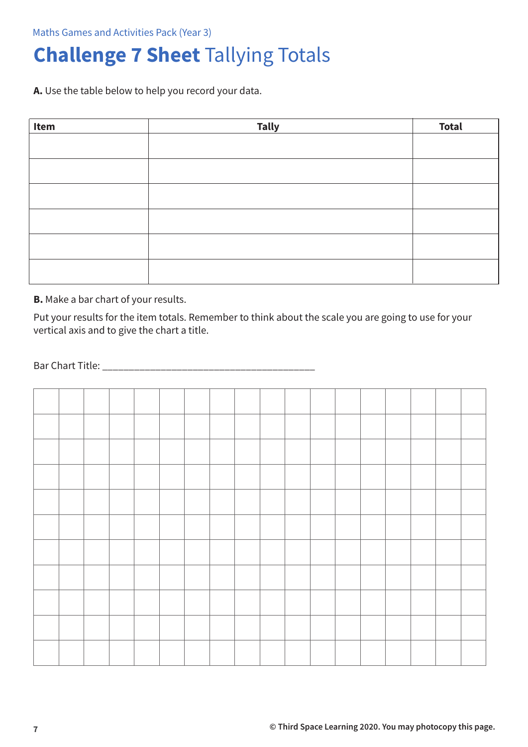Maths Games and Activities Pack (Year 3)

# **Challenge 7 Sheet** Tallying Totals

**A.** Use the table below to help you record your data.

| Item | Tally | Total |
|---|---|---|
| | | |
| | | |
| | | |
| | | |
| | | |
| | | |

**B.** Make a bar chart of your results.

Put your results for the item totals. Remember to think about the scale you are going to use for your vertical axis and to give the chart a title.

Bar Chart Title: ________________________________________

© Third Space Learning 2020. You may photocopy this page.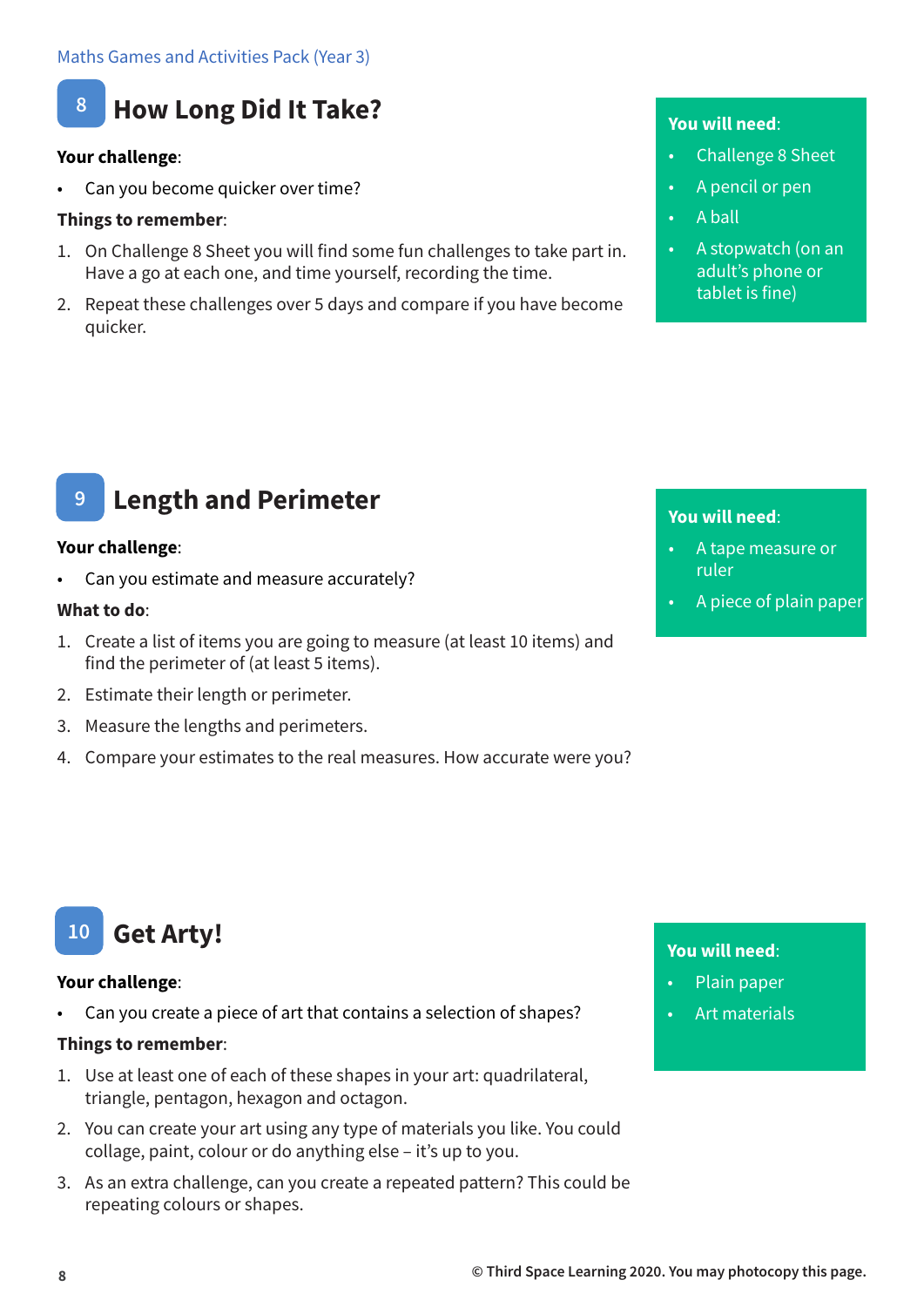## 8 How Long Did It Take?

**Your challenge**:

- Can you become quicker over time?

**Things to remember**:

1. On Challenge 8 Sheet you will find some fun challenges to take part in. Have a go at each one, and time yourself, recording the time.
2. Repeat these challenges over 5 days and compare if you have become quicker.

**You will need**:

- Challenge 8 Sheet
- A pencil or pen
- A ball
- A stopwatch (on an adult's phone or tablet is fine)

## 9 Length and Perimeter

**Your challenge**:

- Can you estimate and measure accurately?

**What to do**:

1. Create a list of items you are going to measure (at least 10 items) and find the perimeter of (at least 5 items).
2. Estimate their length or perimeter.
3. Measure the lengths and perimeters.
4. Compare your estimates to the real measures. How accurate were you?

**You will need**:

- A tape measure or ruler
- A piece of plain paper

## 10 Get Arty!

**Your challenge**:

- Can you create a piece of art that contains a selection of shapes?

**Things to remember**:

1. Use at least one of each of these shapes in your art: quadrilateral, triangle, pentagon, hexagon and octagon.
2. You can create your art using any type of materials you like. You could collage, paint, colour or do anything else – it's up to you.
3. As an extra challenge, can you create a repeated pattern? This could be repeating colours or shapes.

**You will need**:

- Plain paper
- Art materials

© Third Space Learning 2020. You may photocopy this page.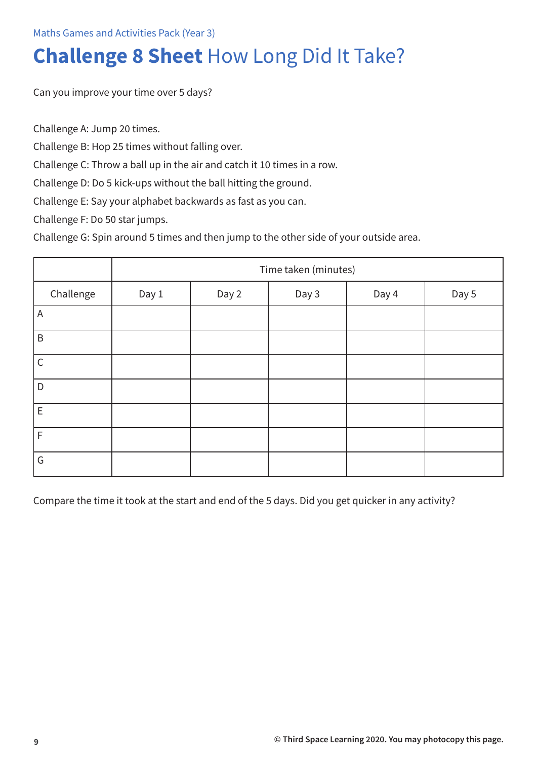Maths Games and Activities Pack (Year 3)

# **Challenge 8 Sheet** How Long Did It Take?

Can you improve your time over 5 days?

Challenge A: Jump 20 times.

Challenge B: Hop 25 times without falling over.

Challenge C: Throw a ball up in the air and catch it 10 times in a row.

Challenge D: Do 5 kick-ups without the ball hitting the ground.

Challenge E: Say your alphabet backwards as fast as you can.

Challenge F: Do 50 star jumps.

Challenge G: Spin around 5 times and then jump to the other side of your outside area.

| | Time taken (minutes) | | | | |
|---|---|---|---|---|---|
| Challenge | Day 1 | Day 2 | Day 3 | Day 4 | Day 5 |
| A | | | | | |
| B | | | | | |
| C | | | | | |
| D | | | | | |
| E | | | | | |
| F | | | | | |
| G | | | | | |

Compare the time it took at the start and end of the 5 days. Did you get quicker in any activity?

© Third Space Learning 2020. You may photocopy this page.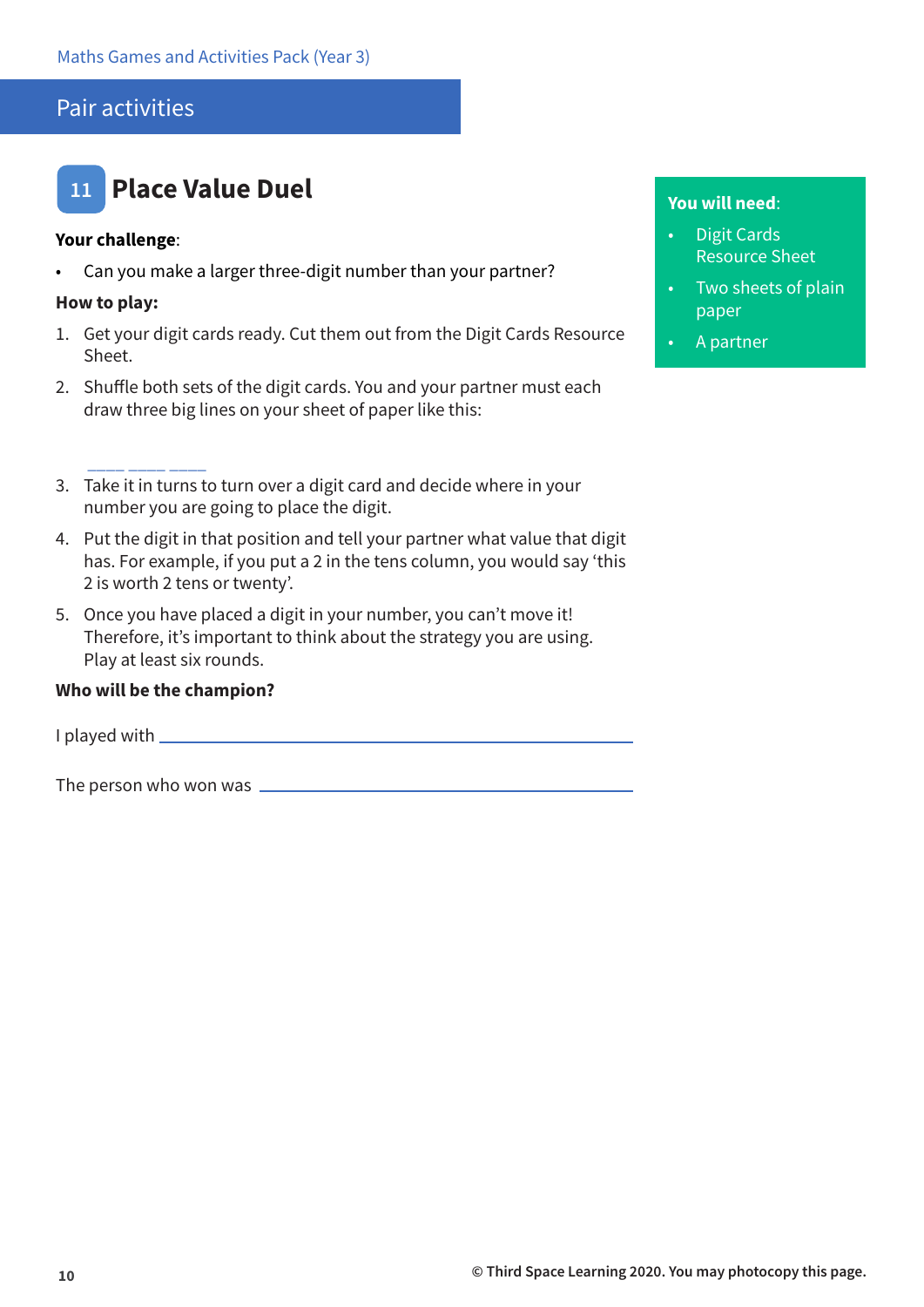## Pair activities

# 11 Place Value Duel

**You will need**:

- Digit Cards Resource Sheet
- Two sheets of plain paper
- A partner

**Your challenge**:

- Can you make a larger three-digit number than your partner?

**How to play:**

1. Get your digit cards ready. Cut them out from the Digit Cards Resource Sheet.
2. Shuffle both sets of the digit cards. You and your partner must each draw three big lines on your sheet of paper like this:

   ____ ____ ____

3. Take it in turns to turn over a digit card and decide where in your number you are going to place the digit.
4. Put the digit in that position and tell your partner what value that digit has. For example, if you put a 2 in the tens column, you would say 'this 2 is worth 2 tens or twenty'.
5. Once you have placed a digit in your number, you can't move it! Therefore, it's important to think about the strategy you are using. Play at least six rounds.

**Who will be the champion?**

I played with ______________________________

The person who won was ______________________________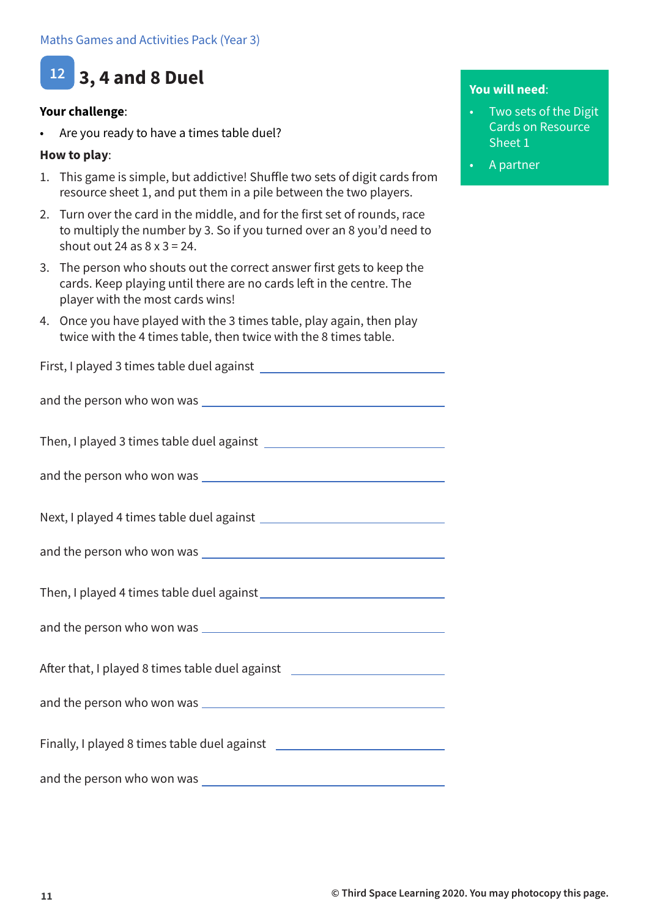## 12 3, 4 and 8 Duel

**Your challenge**:

- Are you ready to have a times table duel?

**How to play**:

1. This game is simple, but addictive! Shuffle two sets of digit cards from resource sheet 1, and put them in a pile between the two players.
2. Turn over the card in the middle, and for the first set of rounds, race to multiply the number by 3. So if you turned over an 8 you'd need to shout out 24 as 8 x 3 = 24.
3. The person who shouts out the correct answer first gets to keep the cards. Keep playing until there are no cards left in the centre. The player with the most cards wins!
4. Once you have played with the 3 times table, play again, then play twice with the 4 times table, then twice with the 8 times table.

**You will need**:

- Two sets of the Digit Cards on Resource Sheet 1
- A partner

First, I played 3 times table duel against ____________________

and the person who won was ____________________

Then, I played 3 times table duel against ____________________

and the person who won was ____________________

Next, I played 4 times table duel against ____________________

and the person who won was ____________________

Then, I played 4 times table duel against ____________________

and the person who won was ____________________

After that, I played 8 times table duel against ____________________

and the person who won was ____________________

Finally, I played 8 times table duel against ____________________

and the person who won was ____________________

© Third Space Learning 2020. You may photocopy this page.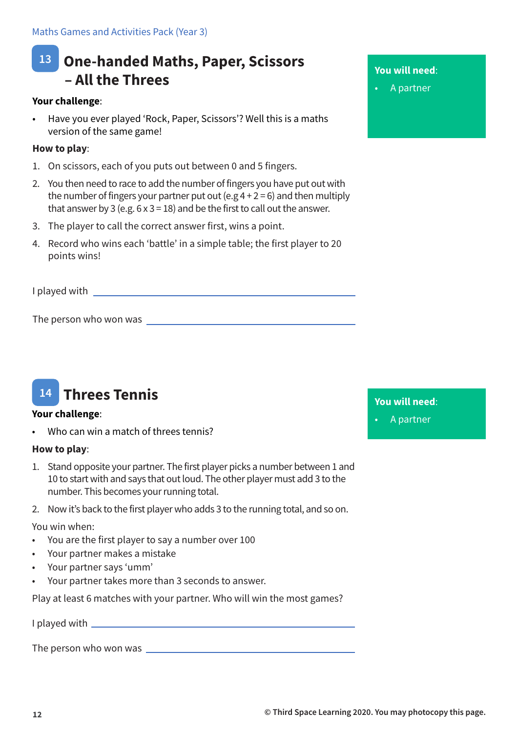## 13 One-handed Maths, Paper, Scissors – All the Threes

**You will need**:

- A partner

**Your challenge**:

- Have you ever played 'Rock, Paper, Scissors'? Well this is a maths version of the same game!

**How to play**:

1. On scissors, each of you puts out between 0 and 5 fingers.
2. You then need to race to add the number of fingers you have put out with the number of fingers your partner put out (e.g 4 + 2 = 6) and then multiply that answer by 3 (e.g. 6 x 3 = 18) and be the first to call out the answer.
3. The player to call the correct answer first, wins a point.
4. Record who wins each 'battle' in a simple table; the first player to 20 points wins!

I played with \_\_\_\_\_\_\_\_\_\_\_\_\_\_\_\_\_\_\_\_\_\_\_\_\_\_\_\_\_\_\_\_\_\_\_\_

The person who won was \_\_\_\_\_\_\_\_\_\_\_\_\_\_\_\_\_\_\_\_\_\_\_\_\_\_\_\_\_\_\_\_\_\_\_\_

## 14 Threes Tennis

**You will need**:

- A partner

**Your challenge**:

- Who can win a match of threes tennis?

**How to play**:

1. Stand opposite your partner. The first player picks a number between 1 and 10 to start with and says that out loud. The other player must add 3 to the number. This becomes your running total.
2. Now it's back to the first player who adds 3 to the running total, and so on.

You win when:

- You are the first player to say a number over 100
- Your partner makes a mistake
- Your partner says 'umm'
- Your partner takes more than 3 seconds to answer.

Play at least 6 matches with your partner. Who will win the most games?

I played with \_\_\_\_\_\_\_\_\_\_\_\_\_\_\_\_\_\_\_\_\_\_\_\_\_\_\_\_\_\_\_\_\_\_\_\_

The person who won was \_\_\_\_\_\_\_\_\_\_\_\_\_\_\_\_\_\_\_\_\_\_\_\_\_\_\_\_\_\_\_\_\_\_\_\_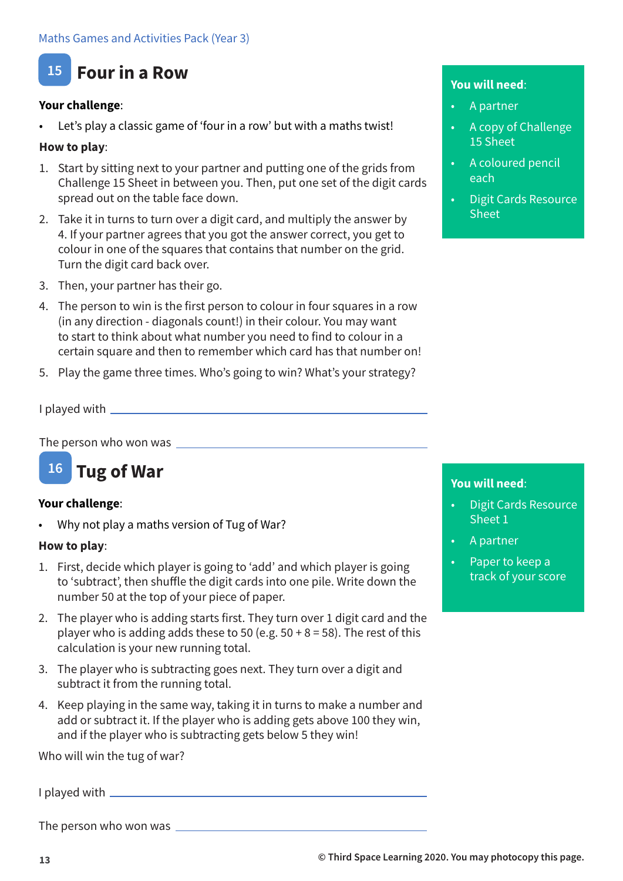## 15 Four in a Row

**You will need**:

- A partner
- A copy of Challenge 15 Sheet
- A coloured pencil each
- Digit Cards Resource Sheet

**Your challenge**:

- Let's play a classic game of 'four in a row' but with a maths twist!

**How to play**:

1. Start by sitting next to your partner and putting one of the grids from Challenge 15 Sheet in between you. Then, put one set of the digit cards spread out on the table face down.
2. Take it in turns to turn over a digit card, and multiply the answer by 4. If your partner agrees that you got the answer correct, you get to colour in one of the squares that contains that number on the grid. Turn the digit card back over.
3. Then, your partner has their go.
4. The person to win is the first person to colour in four squares in a row (in any direction - diagonals count!) in their colour. You may want to start to think about what number you need to find to colour in a certain square and then to remember which card has that number on!
5. Play the game three times. Who's going to win? What's your strategy?

I played with ______________________________

The person who won was ______________________________

## 16 Tug of War

**You will need**:

- Digit Cards Resource Sheet 1
- A partner
- Paper to keep a track of your score

**Your challenge**:

- Why not play a maths version of Tug of War?

**How to play**:

1. First, decide which player is going to 'add' and which player is going to 'subtract', then shuffle the digit cards into one pile. Write down the number 50 at the top of your piece of paper.
2. The player who is adding starts first. They turn over 1 digit card and the player who is adding adds these to 50 (e.g. 50 + 8 = 58). The rest of this calculation is your new running total.
3. The player who is subtracting goes next. They turn over a digit and subtract it from the running total.
4. Keep playing in the same way, taking it in turns to make a number and add or subtract it. If the player who is adding gets above 100 they win, and if the player who is subtracting gets below 5 they win!

Who will win the tug of war?

I played with ______________________________

The person who won was ______________________________

© Third Space Learning 2020. You may photocopy this page.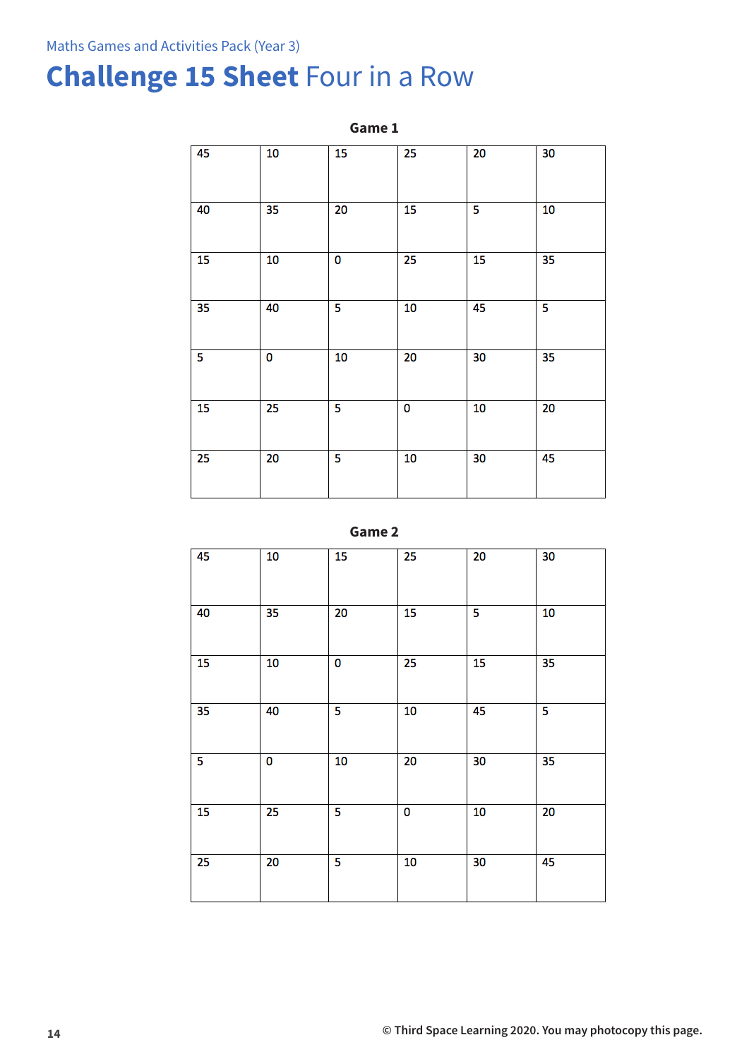Maths Games and Activities Pack (Year 3)

# **Challenge 15 Sheet** Four in a Row

**Game 1**

| | | | | | |
|---|---|---|---|---|---|
| 45 | 10 | 15 | 25 | 20 | 30 |
| 40 | 35 | 20 | 15 | 5 | 10 |
| 15 | 10 | 0 | 25 | 15 | 35 |
| 35 | 40 | 5 | 10 | 45 | 5 |
| 5 | 0 | 10 | 20 | 30 | 35 |
| 15 | 25 | 5 | 0 | 10 | 20 |
| 25 | 20 | 5 | 10 | 30 | 45 |

**Game 2**

| | | | | | |
|---|---|---|---|---|---|
| 45 | 10 | 15 | 25 | 20 | 30 |
| 40 | 35 | 20 | 15 | 5 | 10 |
| 15 | 10 | 0 | 25 | 15 | 35 |
| 35 | 40 | 5 | 10 | 45 | 5 |
| 5 | 0 | 10 | 20 | 30 | 35 |
| 15 | 25 | 5 | 0 | 10 | 20 |
| 25 | 20 | 5 | 10 | 30 | 45 |

© Third Space Learning 2020. You may photocopy this page.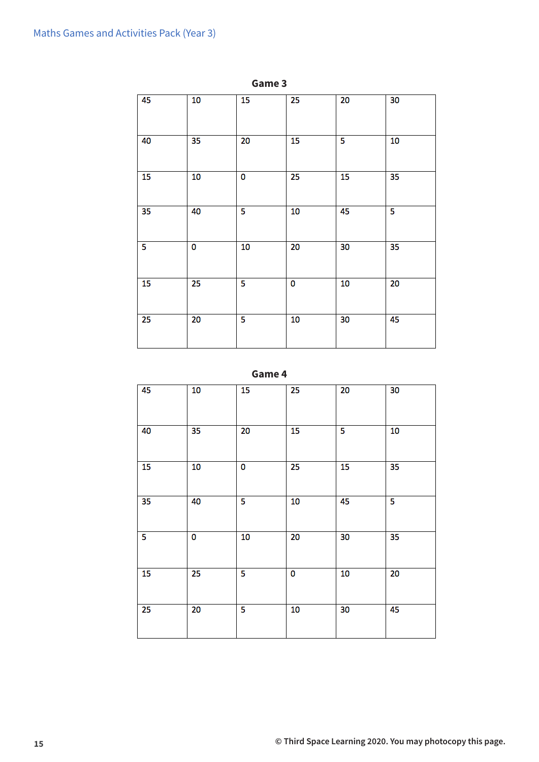### Game 3

| 45 | 10 | 15 | 25 | 20 | 30 |
|---|---|---|---|---|---|
| 40 | 35 | 20 | 15 | 5 | 10 |
| 15 | 10 | 0 | 25 | 15 | 35 |
| 35 | 40 | 5 | 10 | 45 | 5 |
| 5 | 0 | 10 | 20 | 30 | 35 |
| 15 | 25 | 5 | 0 | 10 | 20 |
| 25 | 20 | 5 | 10 | 30 | 45 |

### Game 4

| 45 | 10 | 15 | 25 | 20 | 30 |
|---|---|---|---|---|---|
| 40 | 35 | 20 | 15 | 5 | 10 |
| 15 | 10 | 0 | 25 | 15 | 35 |
| 35 | 40 | 5 | 10 | 45 | 5 |
| 5 | 0 | 10 | 20 | 30 | 35 |
| 15 | 25 | 5 | 0 | 10 | 20 |
| 25 | 20 | 5 | 10 | 30 | 45 |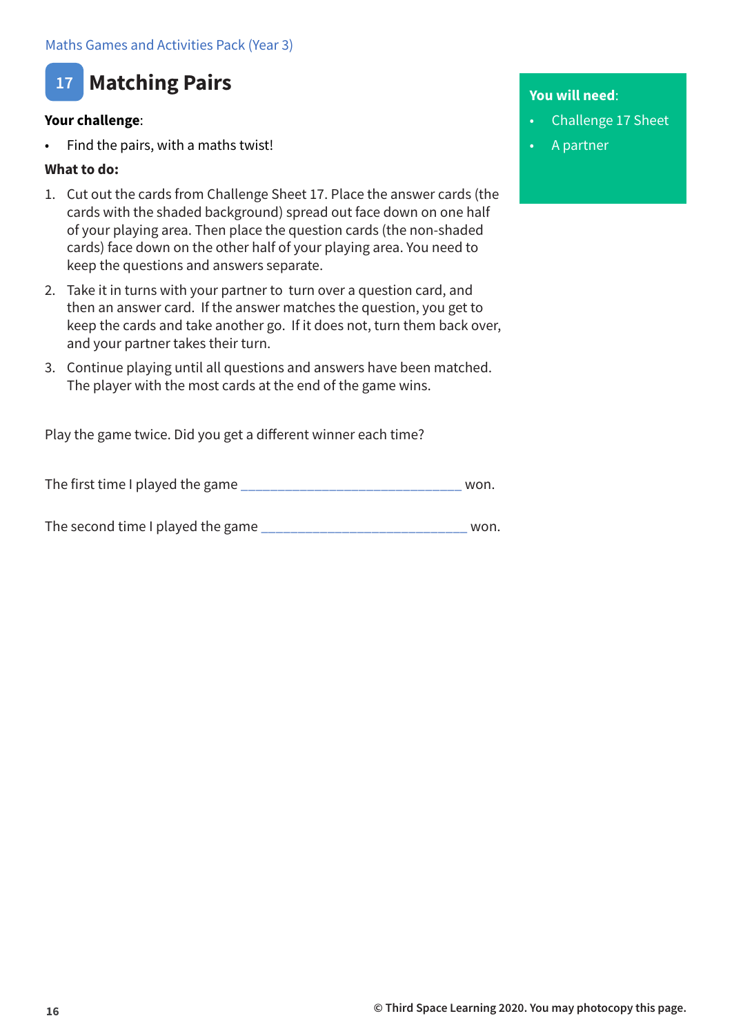# 17 Matching Pairs

**You will need**:

- Challenge 17 Sheet
- A partner

**Your challenge**:

- Find the pairs, with a maths twist!

**What to do:**

1. Cut out the cards from Challenge Sheet 17. Place the answer cards (the cards with the shaded background) spread out face down on one half of your playing area. Then place the question cards (the non-shaded cards) face down on the other half of your playing area. You need to keep the questions and answers separate.
2. Take it in turns with your partner to turn over a question card, and then an answer card. If the answer matches the question, you get to keep the cards and take another go. If it does not, turn them back over, and your partner takes their turn.
3. Continue playing until all questions and answers have been matched. The player with the most cards at the end of the game wins.

Play the game twice. Did you get a different winner each time?

The first time I played the game ______________________________ won.

The second time I played the game ____________________________ won.

© Third Space Learning 2020. You may photocopy this page.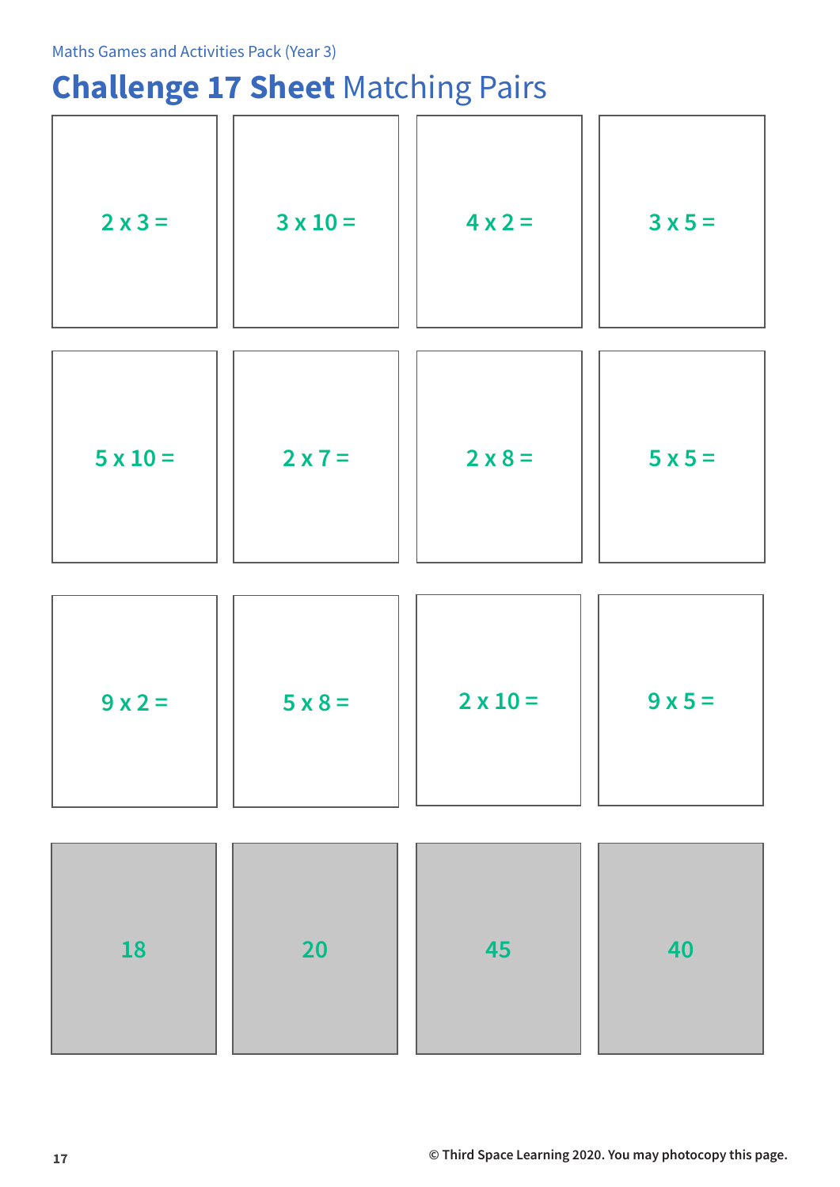## **Challenge 17 Sheet** Matching Pairs

| | | | |
|---|---|---|---|
| 2 x 3 = | 3 x 10 = | 4 x 2 = | 3 x 5 = |
| 5 x 10 = | 2 x 7 = | 2 x 8 = | 5 x 5 = |
| 9 x 2 = | 5 x 8 = | 2 x 10 = | 9 x 5 = |
| 18 | 20 | 45 | 40 |

© Third Space Learning 2020. You may photocopy this page.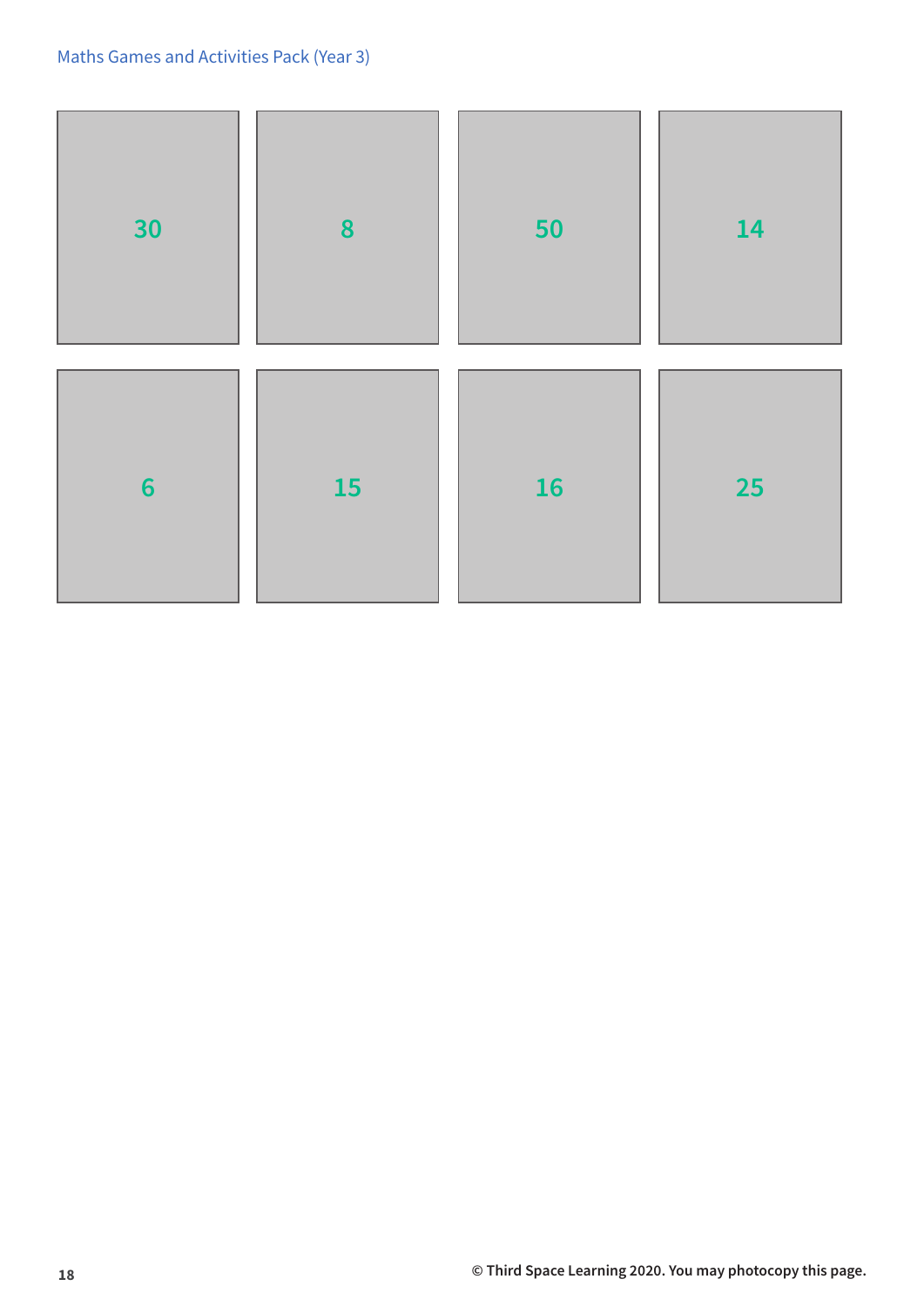| 30 | 8 | 50 | 14 |
| --- | --- | --- | --- |
| 6 | 15 | 16 | 25 |

© Third Space Learning 2020. You may photocopy this page.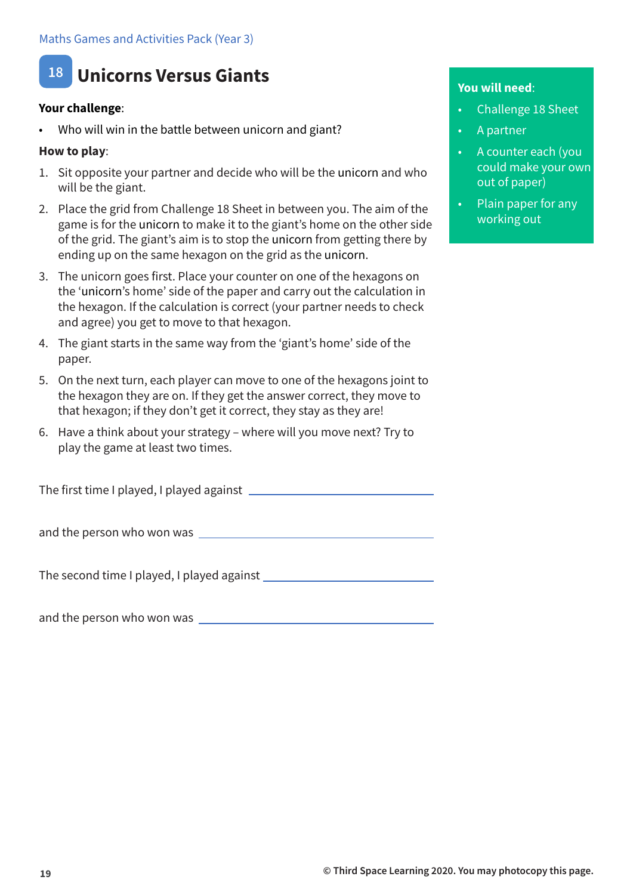# 18 Unicorns Versus Giants

**Your challenge**:

- Who will win in the battle between unicorn and giant?

**How to play**:

1. Sit opposite your partner and decide who will be the unicorn and who will be the giant.
2. Place the grid from Challenge 18 Sheet in between you. The aim of the game is for the unicorn to make it to the giant's home on the other side of the grid. The giant's aim is to stop the unicorn from getting there by ending up on the same hexagon on the grid as the unicorn.
3. The unicorn goes first. Place your counter on one of the hexagons on the 'unicorn's home' side of the paper and carry out the calculation in the hexagon. If the calculation is correct (your partner needs to check and agree) you get to move to that hexagon.
4. The giant starts in the same way from the 'giant's home' side of the paper.
5. On the next turn, each player can move to one of the hexagons joint to the hexagon they are on. If they get the answer correct, they move to that hexagon; if they don't get it correct, they stay as they are!
6. Have a think about your strategy – where will you move next? Try to play the game at least two times.

**You will need**:

- Challenge 18 Sheet
- A partner
- A counter each (you could make your own out of paper)
- Plain paper for any working out

The first time I played, I played against ______________________

and the person who won was ______________________

The second time I played, I played against ______________________

and the person who won was ______________________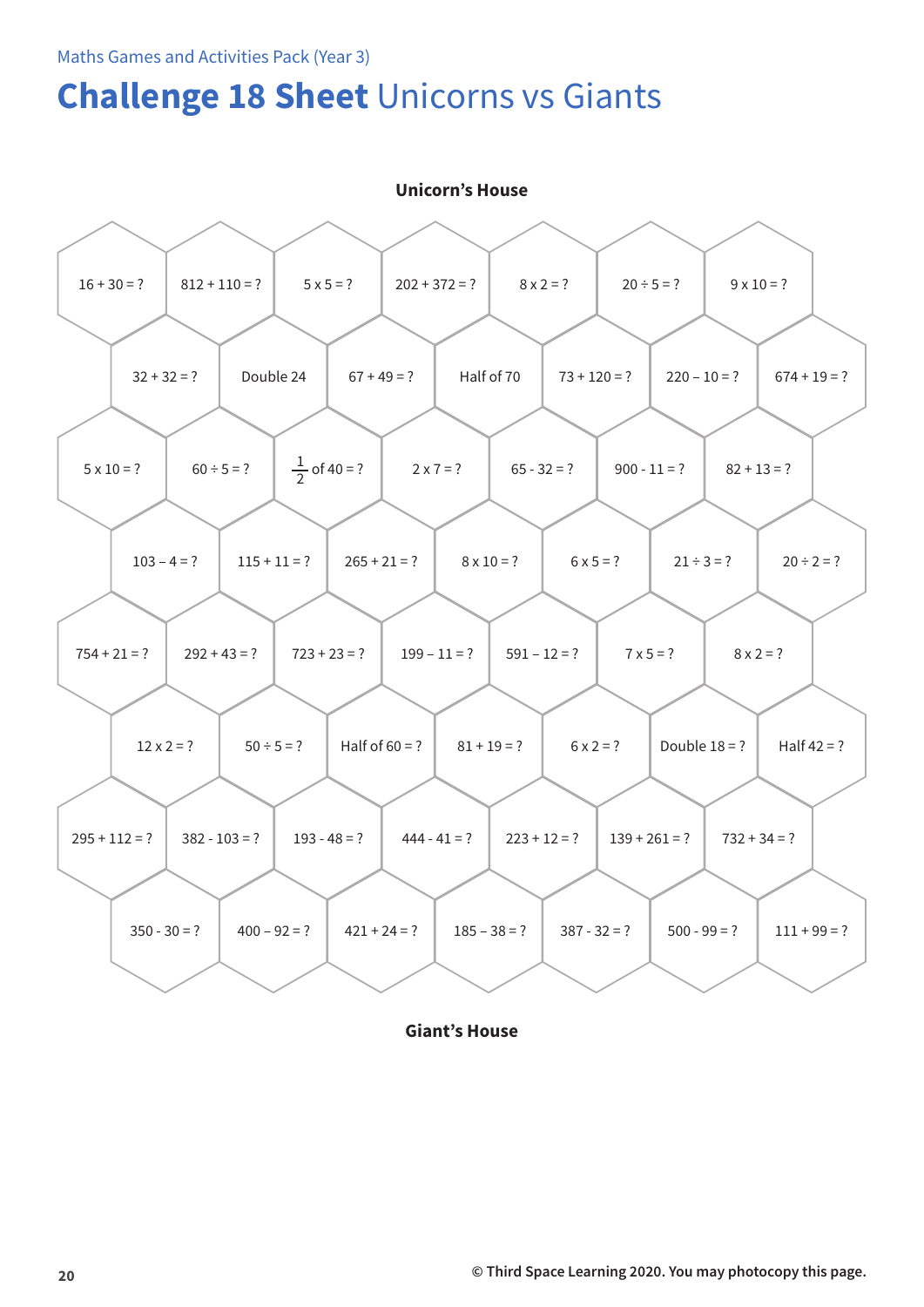Maths Games and Activities Pack (Year 3)

# **Challenge 18 Sheet** Unicorns vs Giants

**Unicorn's House**

| | | | | | | |
|---|---|---|---|---|---|---|
| 16 + 30 = ? | 812 + 110 = ? | 5 x 5 = ? | 202 + 372 = ? | 8 x 2 = ? | 20 ÷ 5 = ? | 9 x 10 = ? |
| 32 + 32 = ? | Double 24 | 67 + 49 = ? | Half of 70 | 73 + 120 = ? | 220 – 10 = ? | 674 + 19 = ? |
| 5 x 10 = ? | 60 ÷ 5 = ? | $\frac{1}{2}$ of 40 = ? | 2 x 7 = ? | 65 - 32 = ? | 900 - 11 = ? | 82 + 13 = ? |
| 103 – 4 = ? | 115 + 11 = ? | 265 + 21 = ? | 8 x 10 = ? | 6 x 5 = ? | 21 ÷ 3 = ? | 20 ÷ 2 = ? |
| 754 + 21 = ? | 292 + 43 = ? | 723 + 23 = ? | 199 – 11 = ? | 591 – 12 = ? | 7 x 5 = ? | 8 x 2 = ? |
| 12 x 2 = ? | 50 ÷ 5 = ? | Half of 60 = ? | 81 + 19 = ? | 6 x 2 = ? | Double 18 = ? | Half 42 = ? |
| 295 + 112 = ? | 382 - 103 = ? | 193 - 48 = ? | 444 - 41 = ? | 223 + 12 = ? | 139 + 261 = ? | 732 + 34 = ? |
| 350 - 30 = ? | 400 – 92 = ? | 421 + 24 = ? | 185 – 38 = ? | 387 - 32 = ? | 500 - 99 = ? | 111 + 99 = ? |

**Giant's House**

© Third Space Learning 2020. You may photocopy this page.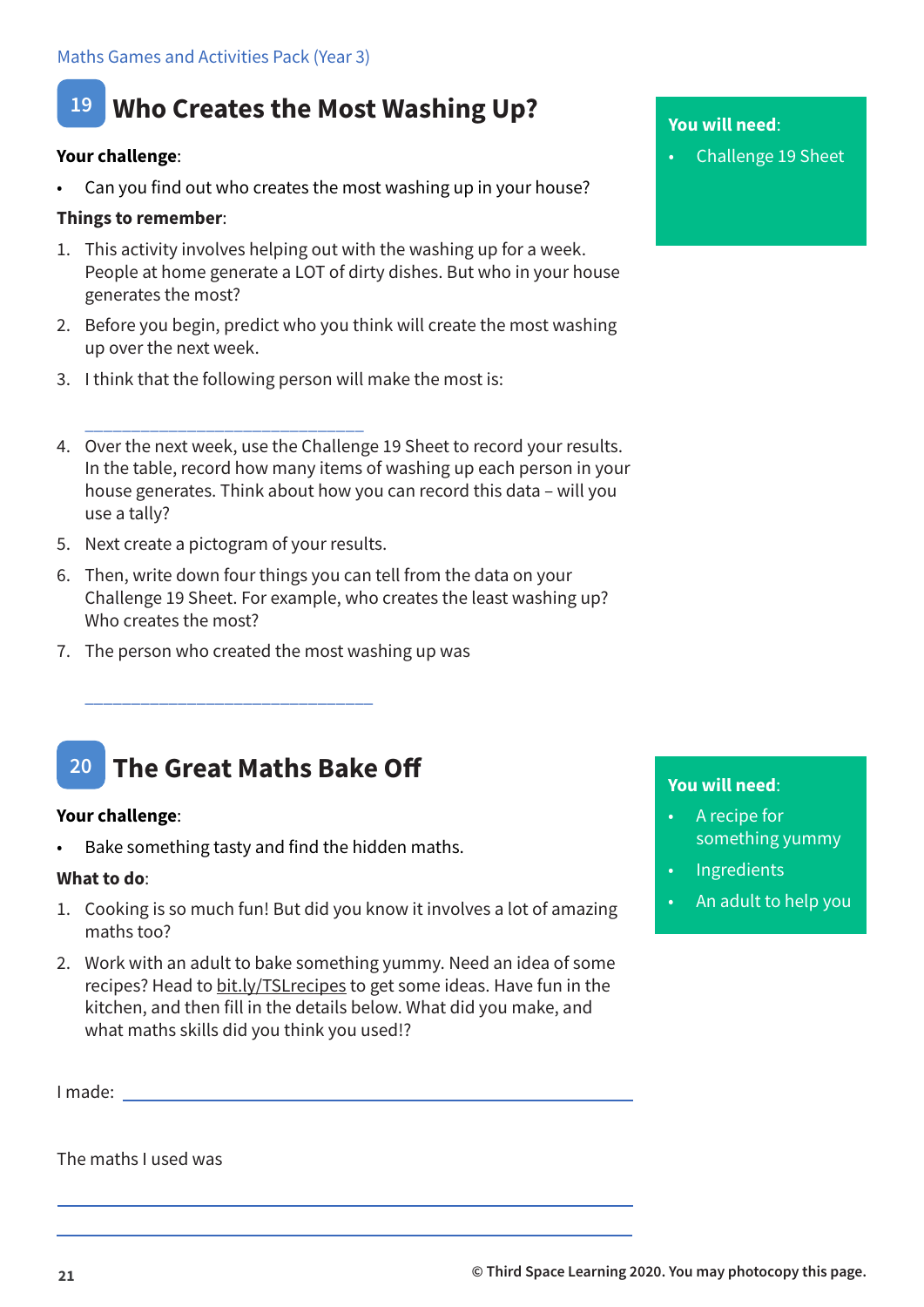## 19 Who Creates the Most Washing Up?

**You will need**:

- Challenge 19 Sheet

**Your challenge**:

- Can you find out who creates the most washing up in your house?

**Things to remember**:

1. This activity involves helping out with the washing up for a week. People at home generate a LOT of dirty dishes. But who in your house generates the most?
2. Before you begin, predict who you think will create the most washing up over the next week.
3. I think that the following person will make the most is:

   ______________________________
4. Over the next week, use the Challenge 19 Sheet to record your results. In the table, record how many items of washing up each person in your house generates. Think about how you can record this data – will you use a tally?
5. Next create a pictogram of your results.
6. Then, write down four things you can tell from the data on your Challenge 19 Sheet. For example, who creates the least washing up? Who creates the most?
7. The person who created the most washing up was

   ______________________________

## 20 The Great Maths Bake Off

**You will need**:

- A recipe for something yummy
- Ingredients
- An adult to help you

**Your challenge**:

- Bake something tasty and find the hidden maths.

**What to do**:

1. Cooking is so much fun! But did you know it involves a lot of amazing maths too?
2. Work with an adult to bake something yummy. Need an idea of some recipes? Head to bit.ly/TSLrecipes to get some ideas. Have fun in the kitchen, and then fill in the details below. What did you make, and what maths skills did you think you used!?

I made: ______________________________

The maths I used was

______________________________

______________________________

© Third Space Learning 2020. You may photocopy this page.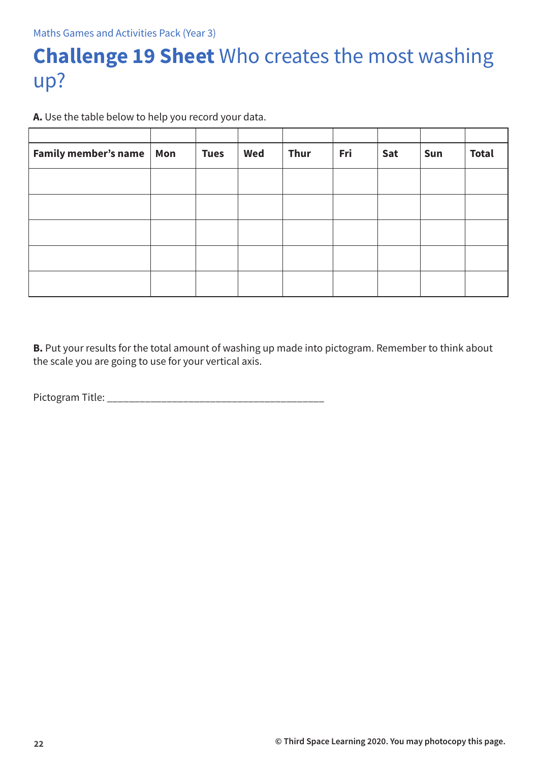Maths Games and Activities Pack (Year 3)

# **Challenge 19 Sheet** Who creates the most washing up?

**A.** Use the table below to help you record your data.

| Family member's name | Mon | Tues | Wed | Thur | Fri | Sat | Sun | Total |
|---|---|---|---|---|---|---|---|---|
| | | | | | | | | |
| | | | | | | | | |
| | | | | | | | | |
| | | | | | | | | |
| | | | | | | | | |

**B.** Put your results for the total amount of washing up made into pictogram. Remember to think about the scale you are going to use for your vertical axis.

Pictogram Title: _______________________________________

© Third Space Learning 2020. You may photocopy this page.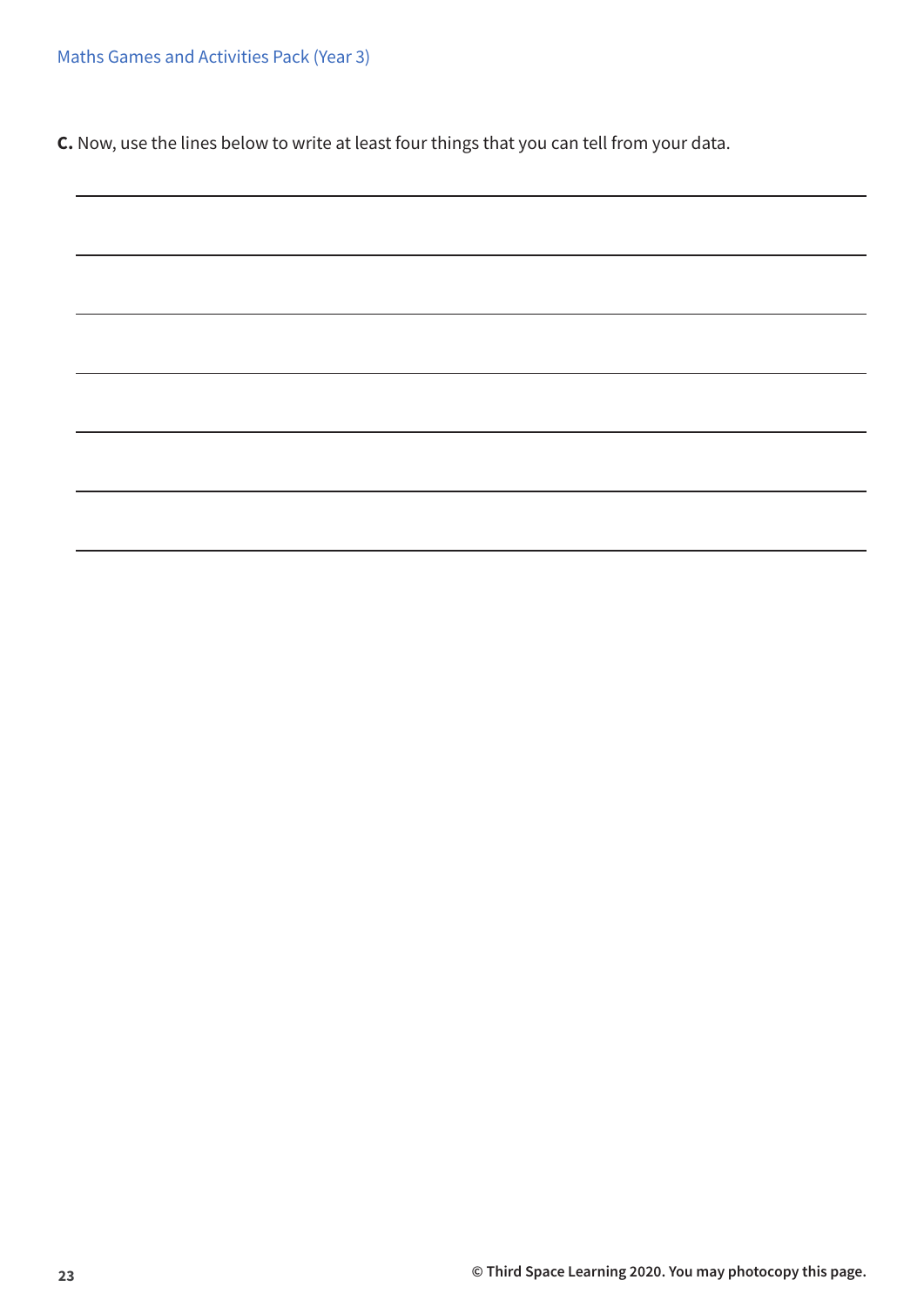**C.** Now, use the lines below to write at least four things that you can tell from your data.

______________________________________________________________________

______________________________________________________________________

______________________________________________________________________

______________________________________________________________________

______________________________________________________________________

______________________________________________________________________

______________________________________________________________________

© Third Space Learning 2020. You may photocopy this page.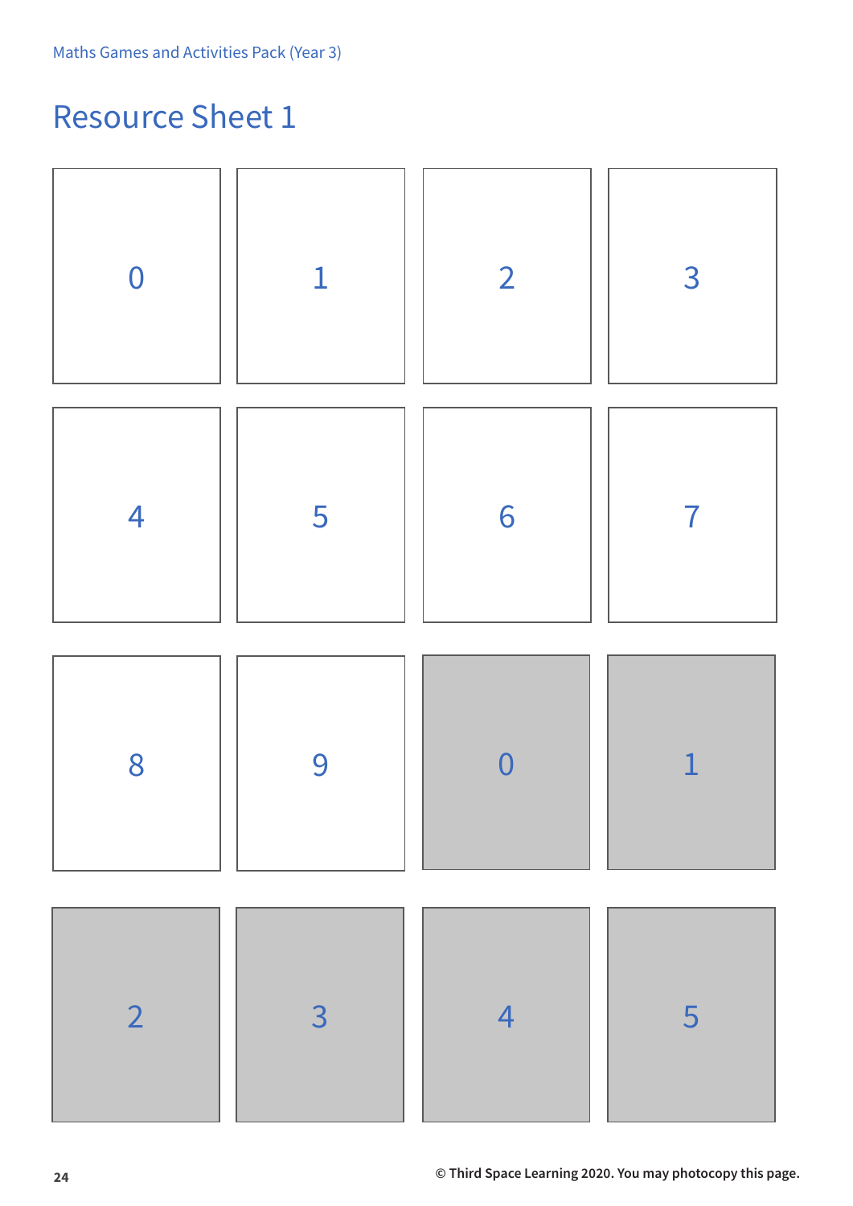# Resource Sheet 1

| 0 | 1 | 2 | 3 |
|---|---|---|---|
| 4 | 5 | 6 | 7 |
| 8 | 9 | 0 | 1 |
| 2 | 3 | 4 | 5 |

© Third Space Learning 2020. You may photocopy this page.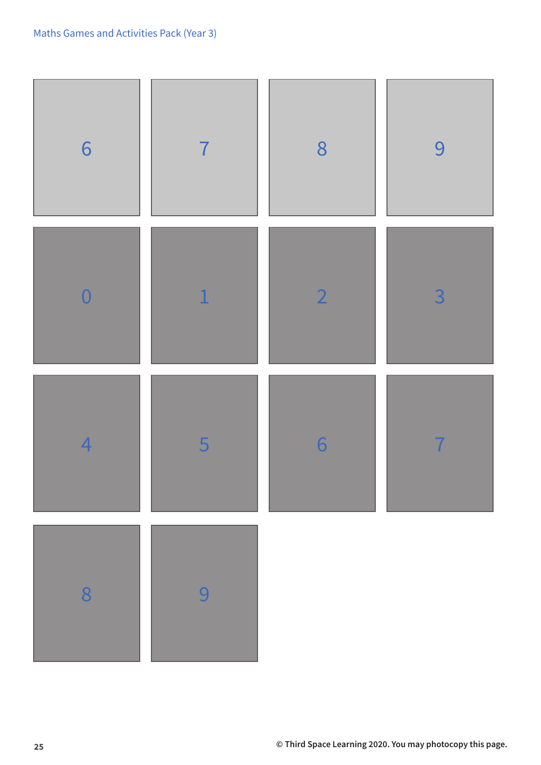| | | | |
|---|---|---|---|
| 6 | 7 | 8 | 9 |
| 0 | 1 | 2 | 3 |
| 4 | 5 | 6 | 7 |
| 8 | 9 | | |

© Third Space Learning 2020. You may photocopy this page.